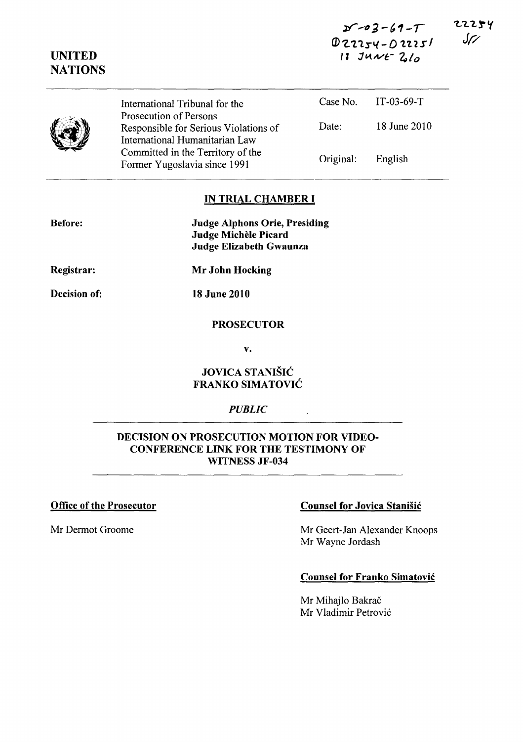IT-03-69-T
D22254-D22251
11 JUNE 2010

22254
JS

UNITED NATIONS

| International Tribunal for the Prosecution of Persons Responsible for Serious Violations of International Humanitarian Law Committed in the Territory of the Former Yugoslavia since 1991 | Case No. | IT-03-69-T |
|---|---|---|
| | Date: | 18 June 2010 |
| | Original: | English |

## IN TRIAL CHAMBER I

**Before:**
**Judge Alphons Orie, Presiding**
**Judge Michèle Picard**
**Judge Elizabeth Gwaunza**

**Registrar:** **Mr John Hocking**

**Decision of:** **18 June 2010**

**PROSECUTOR**

**v.**

**JOVICA STANIŠIĆ**
**FRANKO SIMATOVIĆ**

*PUBLIC*

## DECISION ON PROSECUTION MOTION FOR VIDEO-CONFERENCE LINK FOR THE TESTIMONY OF WITNESS JF-034

**Office of the Prosecutor**

Mr Dermot Groome

**Counsel for Jovica Stanišić**

Mr Geert-Jan Alexander Knoops
Mr Wayne Jordash

**Counsel for Franko Simatović**

Mr Mihajlo Bakrač
Mr Vladimir Petrović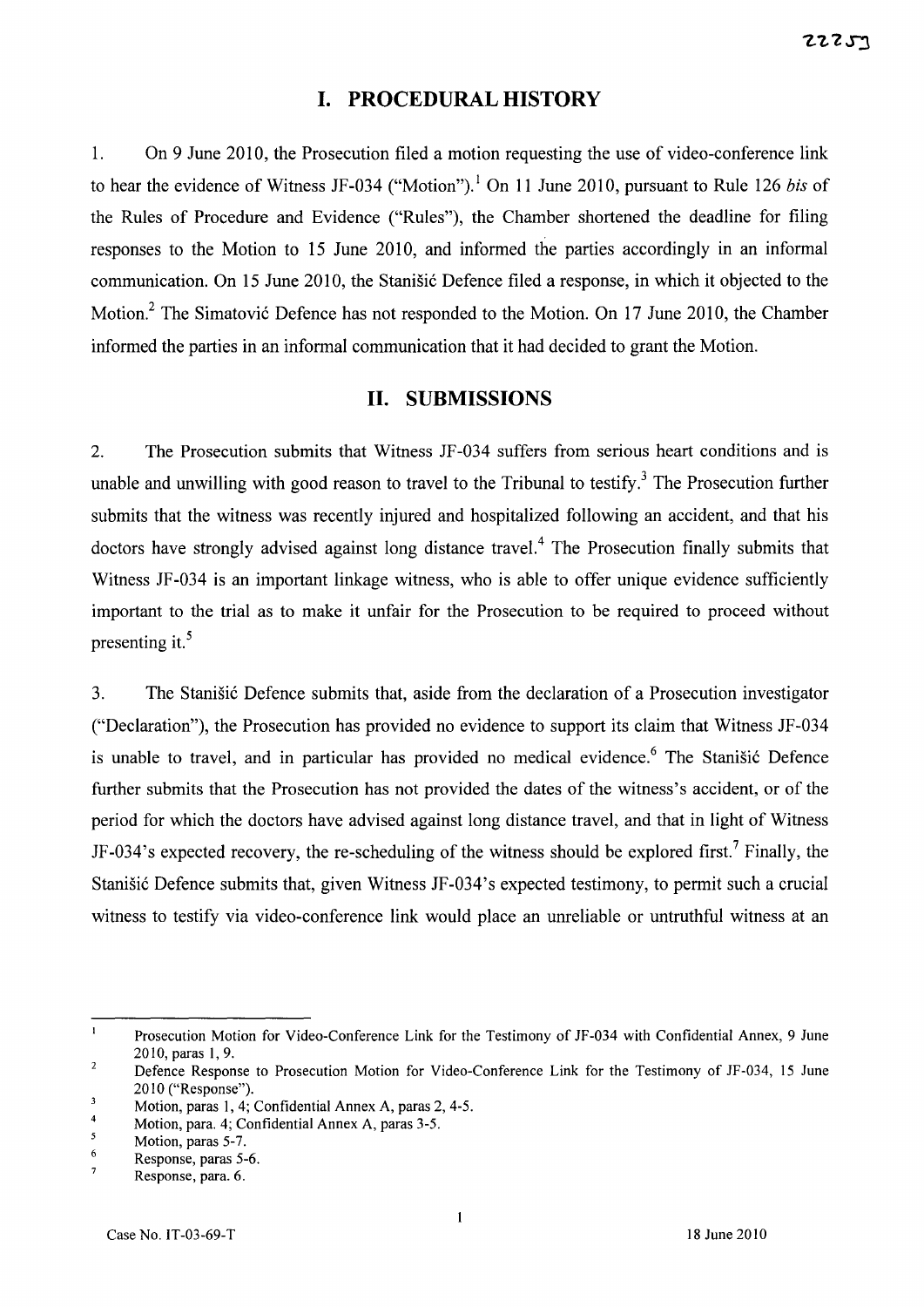## I. PROCEDURAL HISTORY

1. On 9 June 2010, the Prosecution filed a motion requesting the use of video-conference link to hear the evidence of Witness JF-034 ("Motion").[1] On 11 June 2010, pursuant to Rule 126 *bis* of the Rules of Procedure and Evidence ("Rules"), the Chamber shortened the deadline for filing responses to the Motion to 15 June 2010, and informed the parties accordingly in an informal communication. On 15 June 2010, the Stanišić Defence filed a response, in which it objected to the Motion.[2] The Simatović Defence has not responded to the Motion. On 17 June 2010, the Chamber informed the parties in an informal communication that it had decided to grant the Motion.

## II. SUBMISSIONS

2. The Prosecution submits that Witness JF-034 suffers from serious heart conditions and is unable and unwilling with good reason to travel to the Tribunal to testify.[3] The Prosecution further submits that the witness was recently injured and hospitalized following an accident, and that his doctors have strongly advised against long distance travel.[4] The Prosecution finally submits that Witness JF-034 is an important linkage witness, who is able to offer unique evidence sufficiently important to the trial as to make it unfair for the Prosecution to be required to proceed without presenting it.[5]

3. The Stanišić Defence submits that, aside from the declaration of a Prosecution investigator ("Declaration"), the Prosecution has provided no evidence to support its claim that Witness JF-034 is unable to travel, and in particular has provided no medical evidence.[6] The Stanišić Defence further submits that the Prosecution has not provided the dates of the witness's accident, or of the period for which the doctors have advised against long distance travel, and that in light of Witness JF-034's expected recovery, the re-scheduling of the witness should be explored first.[7] Finally, the Stanišić Defence submits that, given Witness JF-034's expected testimony, to permit such a crucial witness to testify via video-conference link would place an unreliable or untruthful witness at an

---

[1] Prosecution Motion for Video-Conference Link for the Testimony of JF-034 with Confidential Annex, 9 June 2010, paras 1, 9.

[2] Defence Response to Prosecution Motion for Video-Conference Link for the Testimony of JF-034, 15 June 2010 ("Response").

[3] Motion, paras 1, 4; Confidential Annex A, paras 2, 4-5.

[4] Motion, para. 4; Confidential Annex A, paras 3-5.

[5] Motion, paras 5-7.

[6] Response, paras 5-6.

[7] Response, para. 6.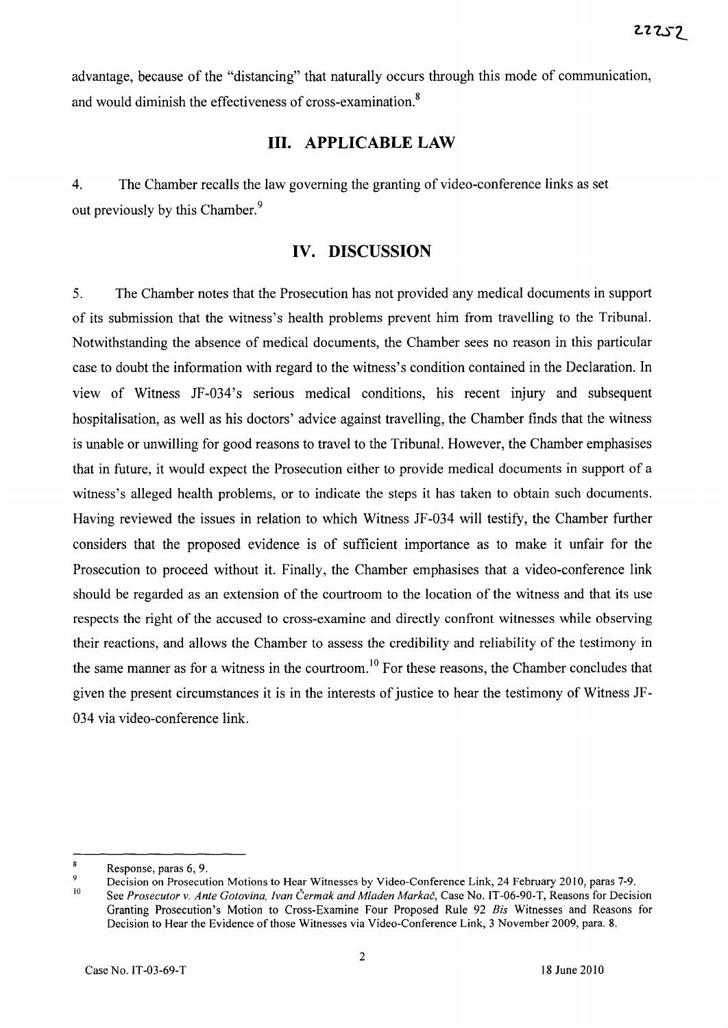advantage, because of the "distancing" that naturally occurs through this mode of communication, and would diminish the effectiveness of cross-examination.[8]

## III. APPLICABLE LAW

4. The Chamber recalls the law governing the granting of video-conference links as set out previously by this Chamber.[9]

## IV. DISCUSSION

5. The Chamber notes that the Prosecution has not provided any medical documents in support of its submission that the witness's health problems prevent him from travelling to the Tribunal. Notwithstanding the absence of medical documents, the Chamber sees no reason in this particular case to doubt the information with regard to the witness's condition contained in the Declaration. In view of Witness JF-034's serious medical conditions, his recent injury and subsequent hospitalisation, as well as his doctors' advice against travelling, the Chamber finds that the witness is unable or unwilling for good reasons to travel to the Tribunal. However, the Chamber emphasises that in future, it would expect the Prosecution either to provide medical documents in support of a witness's alleged health problems, or to indicate the steps it has taken to obtain such documents. Having reviewed the issues in relation to which Witness JF-034 will testify, the Chamber further considers that the proposed evidence is of sufficient importance as to make it unfair for the Prosecution to proceed without it. Finally, the Chamber emphasises that a video-conference link should be regarded as an extension of the courtroom to the location of the witness and that its use respects the right of the accused to cross-examine and directly confront witnesses while observing their reactions, and allows the Chamber to assess the credibility and reliability of the testimony in the same manner as for a witness in the courtroom.[10] For these reasons, the Chamber concludes that given the present circumstances it is in the interests of justice to hear the testimony of Witness JF-034 via video-conference link.

---

[8] Response, paras 6, 9.

[9] Decision on Prosecution Motions to Hear Witnesses by Video-Conference Link, 24 February 2010, paras 7-9.

[10] See *Prosecutor v. Ante Gotovina, Ivan Čermak and Mladen Markač*, Case No. IT-06-90-T, Reasons for Decision Granting Prosecution's Motion to Cross-Examine Four Proposed Rule 92 *Bis* Witnesses and Reasons for Decision to Hear the Evidence of those Witnesses via Video-Conference Link, 3 November 2009, para. 8.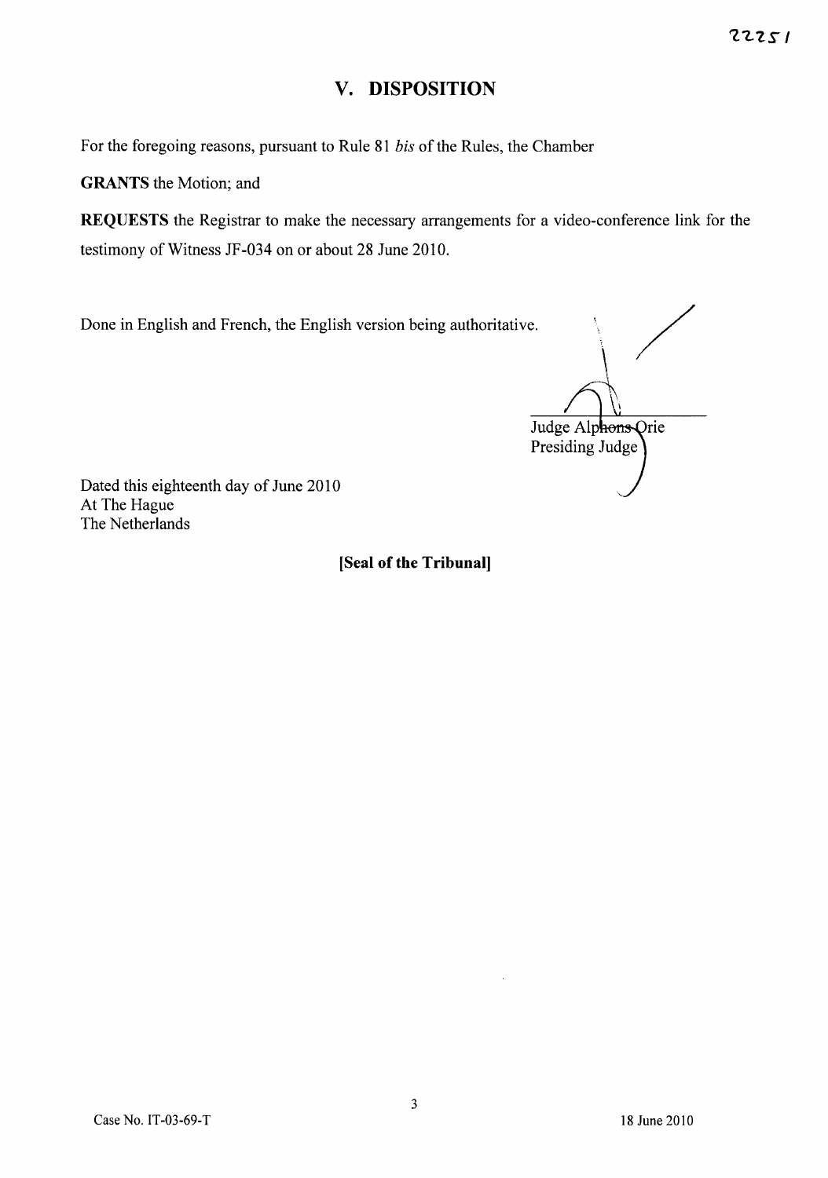## V. DISPOSITION

For the foregoing reasons, pursuant to Rule 81 *bis* of the Rules, the Chamber

**GRANTS** the Motion; and

**REQUESTS** the Registrar to make the necessary arrangements for a video-conference link for the testimony of Witness JF-034 on or about 28 June 2010.

Done in English and French, the English version being authoritative.

Judge Alphons Orie
Presiding Judge

Dated this eighteenth day of June 2010
At The Hague
The Netherlands

**[Seal of the Tribunal]**